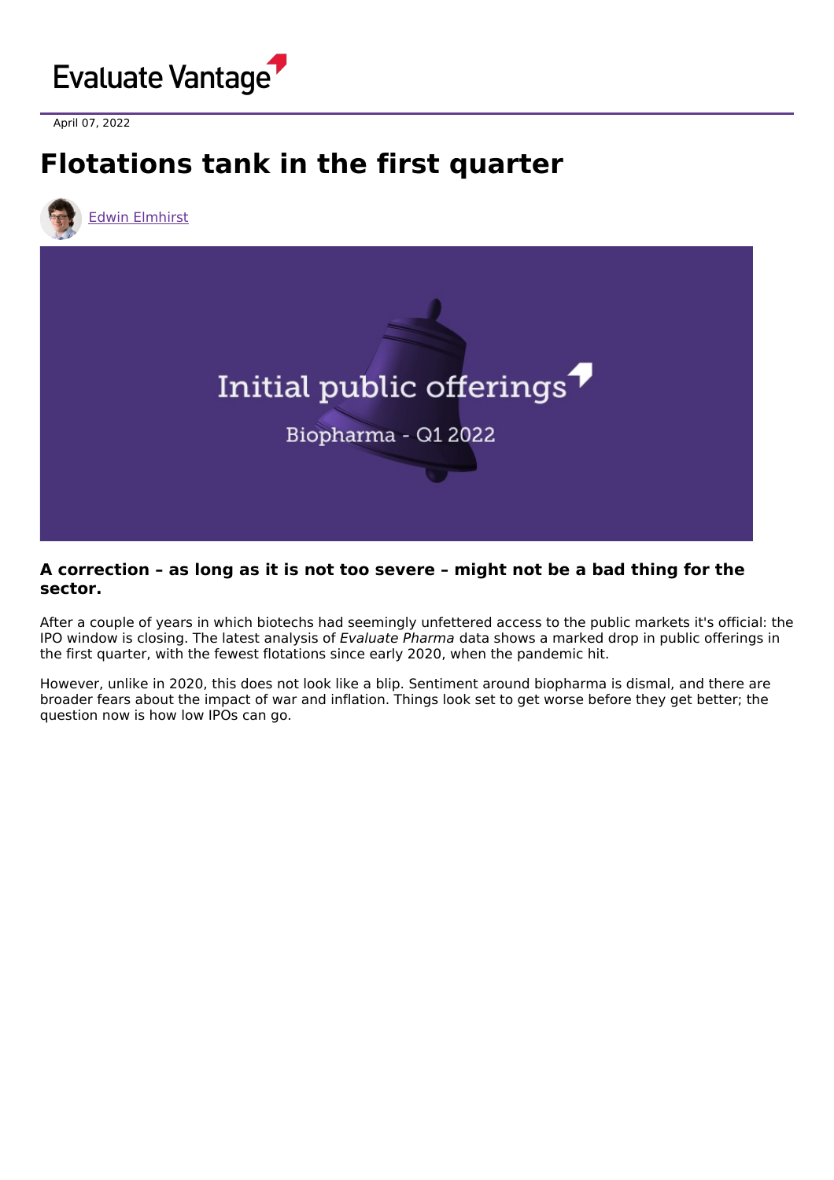April 07, 2022

# Flotations tank in the first quarter

Edwin Elmhirst

**A correction – as long as it is not too severe – might not be a bad thing for the sector.**

After a couple of years in which biotechs had seemingly unfettered access to the public markets it's official: the IPO window is closing. The latest analysis of *Evaluate Pharma* data shows a marked drop in public offerings in the first quarter, with the fewest flotations since early 2020, when the pandemic hit.

However, unlike in 2020, this does not look like a blip. Sentiment around biopharma is dismal, and there are broader fears about the impact of war and inflation. Things look set to get worse before they get better; the question now is how low IPOs can go.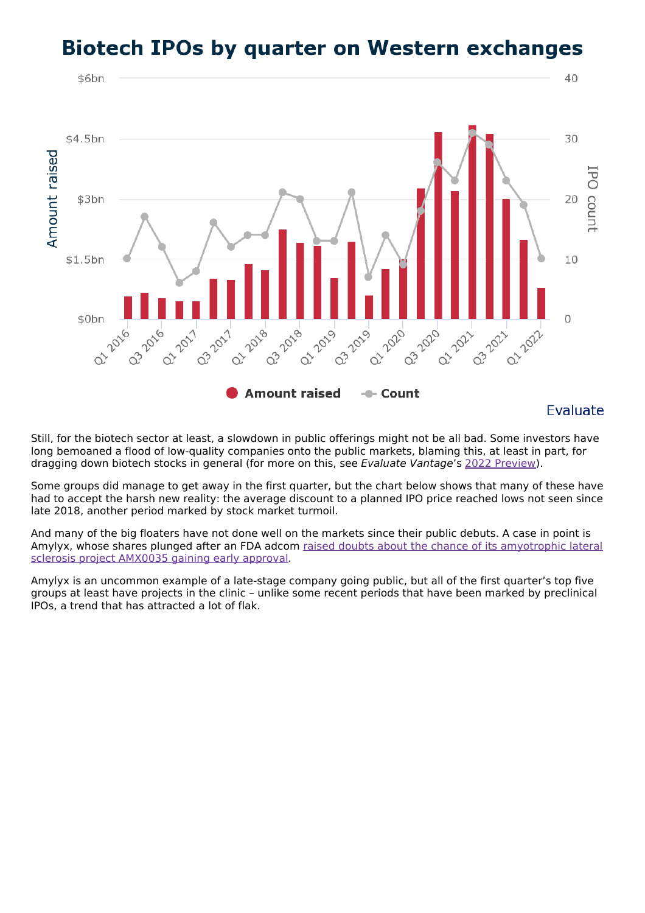# Biotech IPOs by quarter on Western exchanges

Still, for the biotech sector at least, a slowdown in public offerings might not be all bad. Some investors have long bemoaned a flood of low-quality companies onto the public markets, blaming this, at least in part, for dragging down biotech stocks in general (for more on this, see *Evaluate Vantage*'s [2022 Preview]).

Some groups did manage to get away in the first quarter, but the chart below shows that many of these have had to accept the harsh new reality: the average discount to a planned IPO price reached lows not seen since late 2018, another period marked by stock market turmoil.

And many of the big floaters have not done well on the markets since their public debuts. A case in point is Amylyx, whose shares plunged after an FDA adcom [raised doubts about the chance of its amyotrophic lateral sclerosis project AMX0035 gaining early approval].

Amylyx is an uncommon example of a late-stage company going public, but all of the first quarter's top five groups at least have projects in the clinic – unlike some recent periods that have been marked by preclinical IPOs, a trend that has attracted a lot of flak.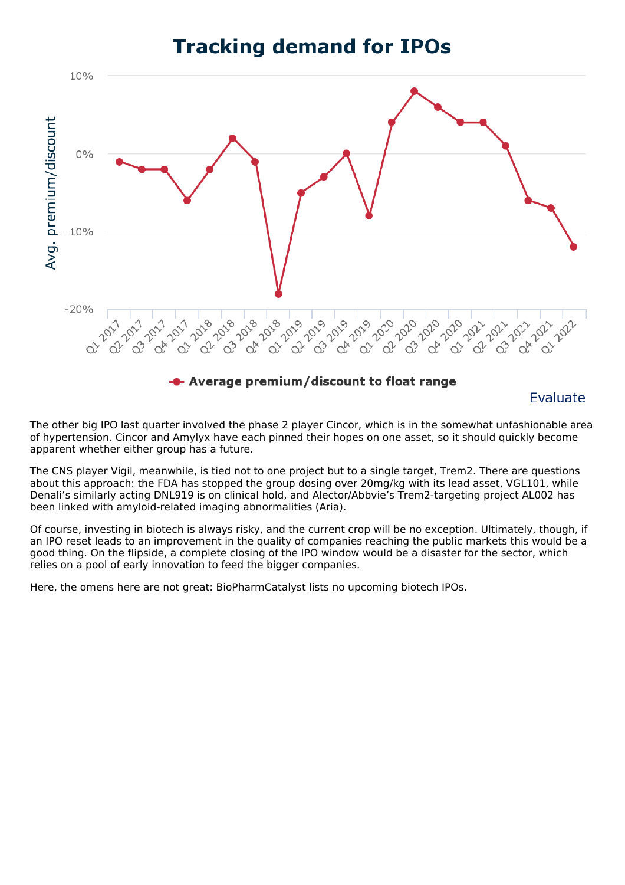# Tracking demand for IPOs

Avg. premium/discount

Average premium/discount to float range

Evaluate

The other big IPO last quarter involved the phase 2 player Cincor, which is in the somewhat unfashionable area of hypertension. Cincor and Amylyx have each pinned their hopes on one asset, so it should quickly become apparent whether either group has a future.

The CNS player Vigil, meanwhile, is tied not to one project but to a single target, Trem2. There are questions about this approach: the FDA has stopped the group dosing over 20mg/kg with its lead asset, VGL101, while Denali's similarly acting DNL919 is on clinical hold, and Alector/Abbvie's Trem2-targeting project AL002 has been linked with amyloid-related imaging abnormalities (Aria).

Of course, investing in biotech is always risky, and the current crop will be no exception. Ultimately, though, if an IPO reset leads to an improvement in the quality of companies reaching the public markets this would be a good thing. On the flipside, a complete closing of the IPO window would be a disaster for the sector, which relies on a pool of early innovation to feed the bigger companies.

Here, the omens here are not great: BioPharmCatalyst lists no upcoming biotech IPOs.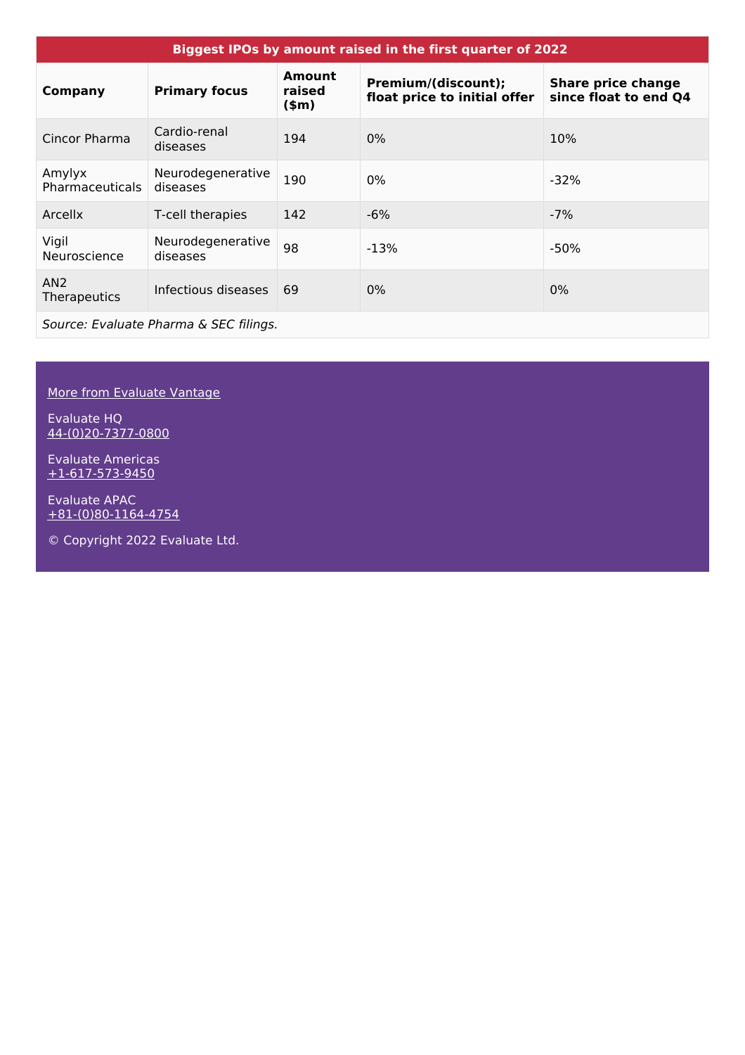| Biggest IPOs by amount raised in the first quarter of 2022 | | | | |
|---|---|---|---|---|
| **Company** | **Primary focus** | **Amount raised ($m)** | **Premium/(discount); float price to initial offer** | **Share price change since float to end Q4** |
| Cincor Pharma | Cardio-renal diseases | 194 | 0% | 10% |
| Amylyx Pharmaceuticals | Neurodegenerative diseases | 190 | 0% | -32% |
| Arcellx | T-cell therapies | 142 | -6% | -7% |
| Vigil Neuroscience | Neurodegenerative diseases | 98 | -13% | -50% |
| AN2 Therapeutics | Infectious diseases | 69 | 0% | 0% |

*Source: Evaluate Pharma & SEC filings.*

More from Evaluate Vantage

Evaluate HQ
44-(0)20-7377-0800

Evaluate Americas
+1-617-573-9450

Evaluate APAC
+81-(0)80-1164-4754

© Copyright 2022 Evaluate Ltd.